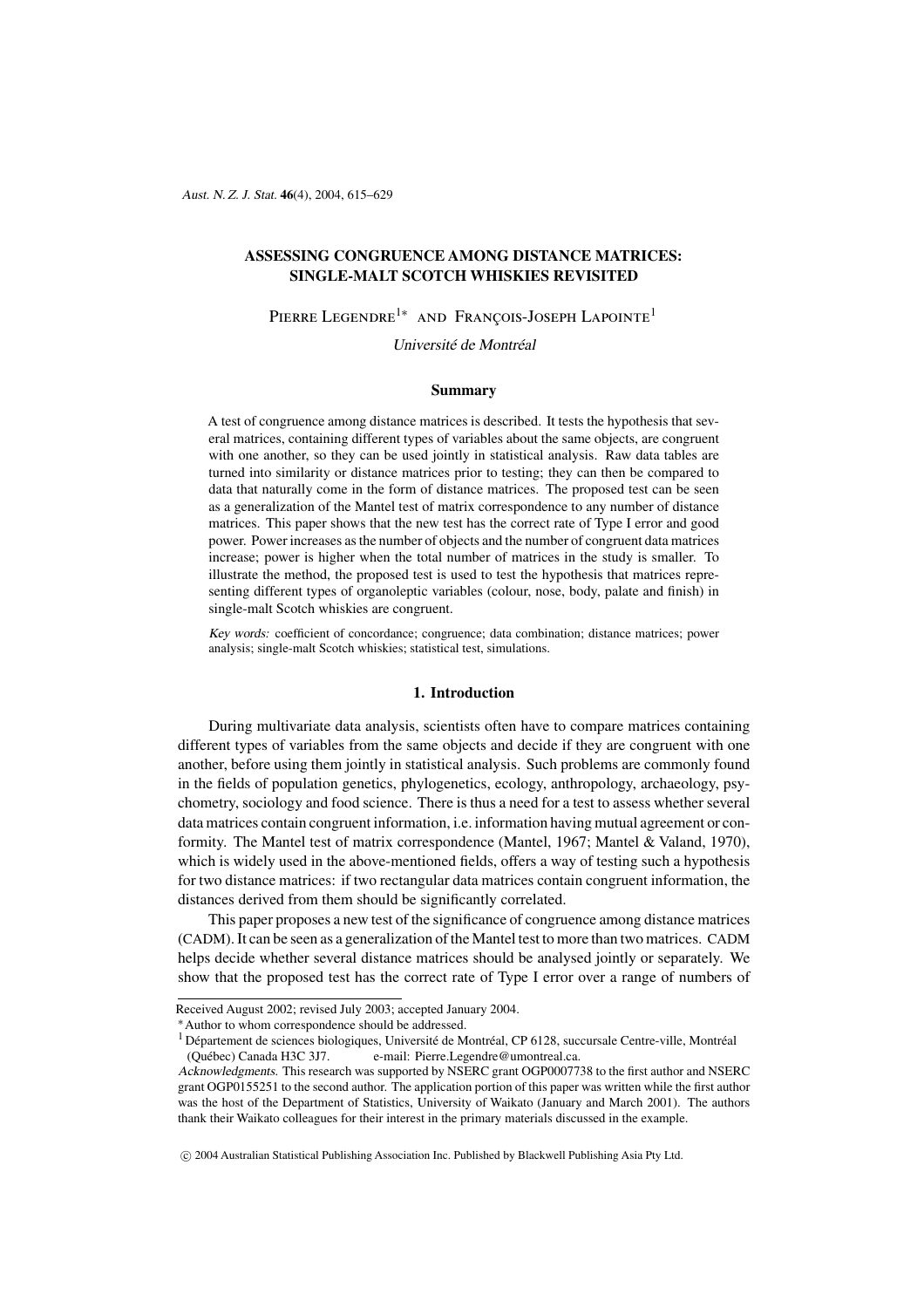# ASSESSING CONGRUENCE AMONG DISTANCE MATRICES: SINGLE-MALT SCOTCH WHISKIES REVISITED

Pierre Legendre[1*] and François-Joseph Lapointe[1]

*Université de Montréal*

## Summary

A test of congruence among distance matrices is described. It tests the hypothesis that several matrices, containing different types of variables about the same objects, are congruent with one another, so they can be used jointly in statistical analysis. Raw data tables are turned into similarity or distance matrices prior to testing; they can then be compared to data that naturally come in the form of distance matrices. The proposed test can be seen as a generalization of the Mantel test of matrix correspondence to any number of distance matrices. This paper shows that the new test has the correct rate of Type I error and good power. Power increases as the number of objects and the number of congruent data matrices increase; power is higher when the total number of matrices in the study is smaller. To illustrate the method, the proposed test is used to test the hypothesis that matrices representing different types of organoleptic variables (colour, nose, body, palate and finish) in single-malt Scotch whiskies are congruent.

*Key words:* coefficient of concordance; congruence; data combination; distance matrices; power analysis; single-malt Scotch whiskies; statistical test, simulations.

## 1. Introduction

During multivariate data analysis, scientists often have to compare matrices containing different types of variables from the same objects and decide if they are congruent with one another, before using them jointly in statistical analysis. Such problems are commonly found in the fields of population genetics, phylogenetics, ecology, anthropology, archaeology, psychometry, sociology and food science. There is thus a need for a test to assess whether several data matrices contain congruent information, i.e. information having mutual agreement or conformity. The Mantel test of matrix correspondence (Mantel, 1967; Mantel & Valand, 1970), which is widely used in the above-mentioned fields, offers a way of testing such a hypothesis for two distance matrices: if two rectangular data matrices contain congruent information, the distances derived from them should be significantly correlated.

This paper proposes a new test of the significance of congruence among distance matrices (CADM). It can be seen as a generalization of the Mantel test to more than two matrices. CADM helps decide whether several distance matrices should be analysed jointly or separately. We show that the proposed test has the correct rate of Type I error over a range of numbers of

Received August 2002; revised July 2003; accepted January 2004.

*Author to whom correspondence should be addressed.

[1] Département de sciences biologiques, Université de Montréal, CP 6128, succursale Centre-ville, Montréal (Québec) Canada H3C 3J7. e-mail: Pierre.Legendre@umontreal.ca.

*Acknowledgments.* This research was supported by NSERC grant OGP0007738 to the first author and NSERC grant OGP0155251 to the second author. The application portion of this paper was written while the first author was the host of the Department of Statistics, University of Waikato (January and March 2001). The authors thank their Waikato colleagues for their interest in the primary materials discussed in the example.

© 2004 Australian Statistical Publishing Association Inc. Published by Blackwell Publishing Asia Pty Ltd.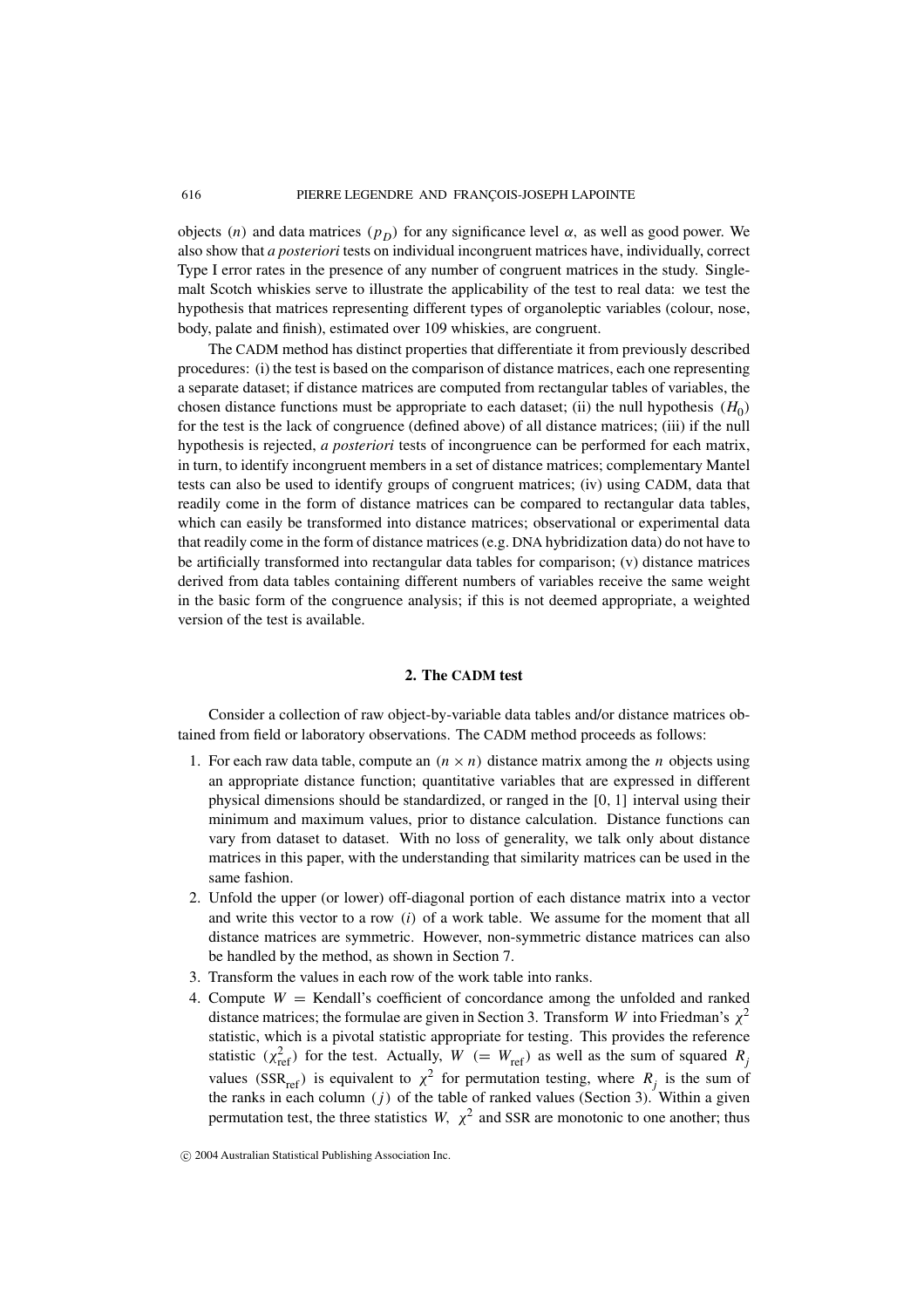objects ($n$) and data matrices ($p_D$) for any significance level $\alpha$, as well as good power. We also show that *a posteriori* tests on individual incongruent matrices have, individually, correct Type I error rates in the presence of any number of congruent matrices in the study. Single-malt Scotch whiskies serve to illustrate the applicability of the test to real data: we test the hypothesis that matrices representing different types of organoleptic variables (colour, nose, body, palate and finish), estimated over 109 whiskies, are congruent.

The CADM method has distinct properties that differentiate it from previously described procedures: (i) the test is based on the comparison of distance matrices, each one representing a separate dataset; if distance matrices are computed from rectangular tables of variables, the chosen distance functions must be appropriate to each dataset; (ii) the null hypothesis ($H_0$) for the test is the lack of congruence (defined above) of all distance matrices; (iii) if the null hypothesis is rejected, *a posteriori* tests of incongruence can be performed for each matrix, in turn, to identify incongruent members in a set of distance matrices; complementary Mantel tests can also be used to identify groups of congruent matrices; (iv) using CADM, data that readily come in the form of distance matrices can be compared to rectangular data tables, which can easily be transformed into distance matrices; observational or experimental data that readily come in the form of distance matrices (e.g. DNA hybridization data) do not have to be artificially transformed into rectangular data tables for comparison; (v) distance matrices derived from data tables containing different numbers of variables receive the same weight in the basic form of the congruence analysis; if this is not deemed appropriate, a weighted version of the test is available.

## 2. The CADM test

Consider a collection of raw object-by-variable data tables and/or distance matrices obtained from field or laboratory observations. The CADM method proceeds as follows:

1. For each raw data table, compute an $(n \times n)$ distance matrix among the $n$ objects using an appropriate distance function; quantitative variables that are expressed in different physical dimensions should be standardized, or ranged in the [0, 1] interval using their minimum and maximum values, prior to distance calculation. Distance functions can vary from dataset to dataset. With no loss of generality, we talk only about distance matrices in this paper, with the understanding that similarity matrices can be used in the same fashion.
2. Unfold the upper (or lower) off-diagonal portion of each distance matrix into a vector and write this vector to a row ($i$) of a work table. We assume for the moment that all distance matrices are symmetric. However, non-symmetric distance matrices can also be handled by the method, as shown in Section 7.
3. Transform the values in each row of the work table into ranks.
4. Compute $W$ = Kendall's coefficient of concordance among the unfolded and ranked distance matrices; the formulae are given in Section 3. Transform $W$ into Friedman's $\chi^2$ statistic, which is a pivotal statistic appropriate for testing. This provides the reference statistic ($\chi^2_{\text{ref}}$) for the test. Actually, $W$ ($= W_{\text{ref}}$) as well as the sum of squared $R_j$ values ($\text{SSR}_{\text{ref}}$) is equivalent to $\chi^2$ for permutation testing, where $R_j$ is the sum of the ranks in each column ($j$) of the table of ranked values (Section 3). Within a given permutation test, the three statistics $W$, $\chi^2$ and SSR are monotonic to one another; thus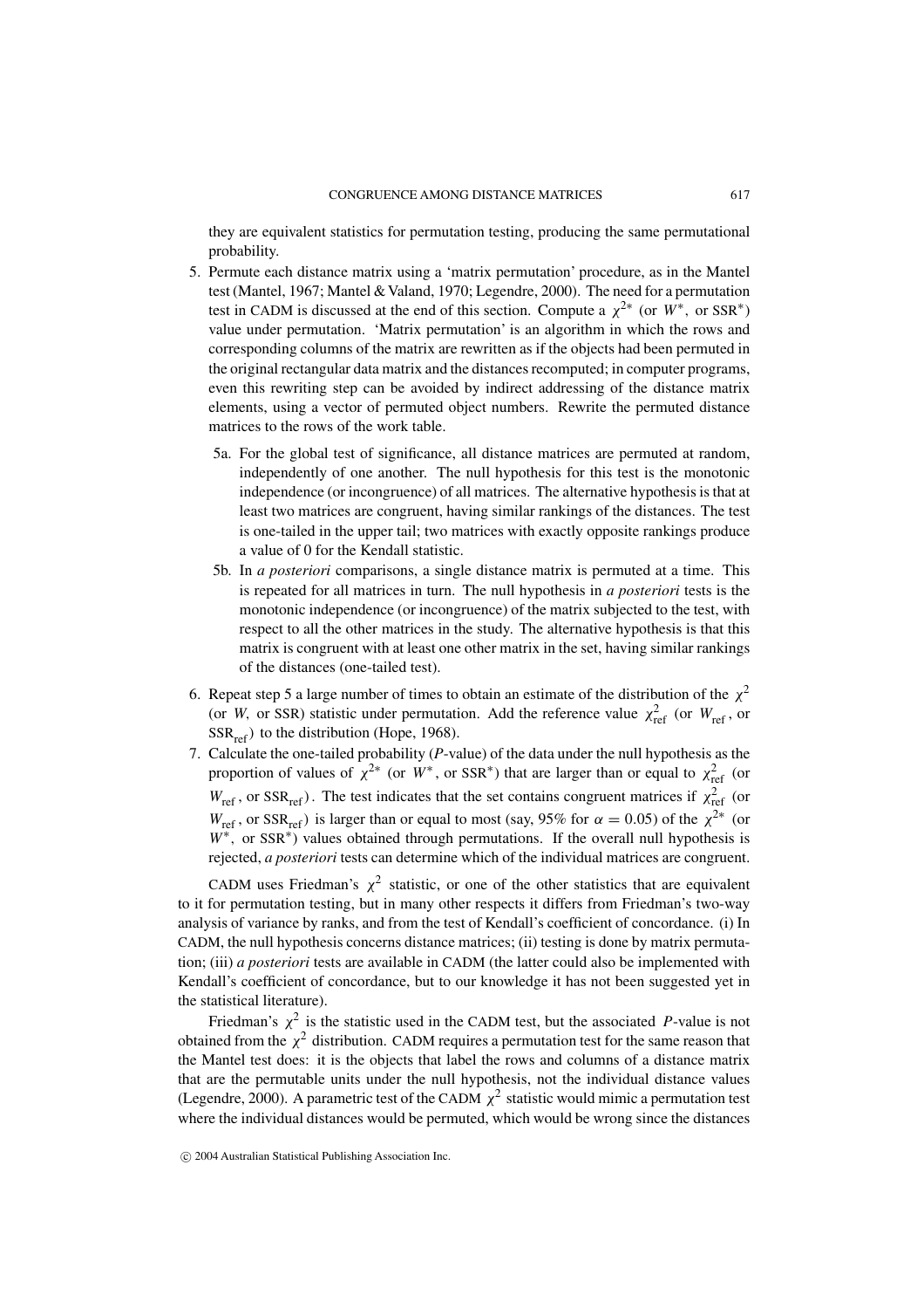they are equivalent statistics for permutation testing, producing the same permutational probability.

5. Permute each distance matrix using a 'matrix permutation' procedure, as in the Mantel test (Mantel, 1967; Mantel & Valand, 1970; Legendre, 2000). The need for a permutation test in CADM is discussed at the end of this section. Compute a $\chi^{2*}$ (or $W^*$, or SSR$^*$) value under permutation. 'Matrix permutation' is an algorithm in which the rows and corresponding columns of the matrix are rewritten as if the objects had been permuted in the original rectangular data matrix and the distances recomputed; in computer programs, even this rewriting step can be avoided by indirect addressing of the distance matrix elements, using a vector of permuted object numbers. Rewrite the permuted distance matrices to the rows of the work table.
   - 5a. For the global test of significance, all distance matrices are permuted at random, independently of one another. The null hypothesis for this test is the monotonic independence (or incongruence) of all matrices. The alternative hypothesis is that at least two matrices are congruent, having similar rankings of the distances. The test is one-tailed in the upper tail; two matrices with exactly opposite rankings produce a value of 0 for the Kendall statistic.
   - 5b. In *a posteriori* comparisons, a single distance matrix is permuted at a time. This is repeated for all matrices in turn. The null hypothesis in *a posteriori* tests is the monotonic independence (or incongruence) of the matrix subjected to the test, with respect to all the other matrices in the study. The alternative hypothesis is that this matrix is congruent with at least one other matrix in the set, having similar rankings of the distances (one-tailed test).
6. Repeat step 5 a large number of times to obtain an estimate of the distribution of the $\chi^2$ (or $W$, or SSR) statistic under permutation. Add the reference value $\chi^2_{\text{ref}}$ (or $W_{\text{ref}}$, or SSR$_{\text{ref}}$) to the distribution (Hope, 1968).
7. Calculate the one-tailed probability ($P$-value) of the data under the null hypothesis as the proportion of values of $\chi^{2*}$ (or $W^*$, or SSR$^*$) that are larger than or equal to $\chi^2_{\text{ref}}$ (or $W_{\text{ref}}$, or SSR$_{\text{ref}}$). The test indicates that the set contains congruent matrices if $\chi^2_{\text{ref}}$ (or $W_{\text{ref}}$, or SSR$_{\text{ref}}$) is larger than or equal to most (say, 95% for $\alpha = 0.05$) of the $\chi^{2*}$ (or $W^*$, or SSR$^*$) values obtained through permutations. If the overall null hypothesis is rejected, *a posteriori* tests can determine which of the individual matrices are congruent.

CADM uses Friedman's $\chi^2$ statistic, or one of the other statistics that are equivalent to it for permutation testing, but in many other respects it differs from Friedman's two-way analysis of variance by ranks, and from the test of Kendall's coefficient of concordance. (i) In CADM, the null hypothesis concerns distance matrices; (ii) testing is done by matrix permutation; (iii) *a posteriori* tests are available in CADM (the latter could also be implemented with Kendall's coefficient of concordance, but to our knowledge it has not been suggested yet in the statistical literature).

Friedman's $\chi^2$ is the statistic used in the CADM test, but the associated $P$-value is not obtained from the $\chi^2$ distribution. CADM requires a permutation test for the same reason that the Mantel test does: it is the objects that label the rows and columns of a distance matrix that are the permutable units under the null hypothesis, not the individual distance values (Legendre, 2000). A parametric test of the CADM $\chi^2$ statistic would mimic a permutation test where the individual distances would be permuted, which would be wrong since the distances

© 2004 Australian Statistical Publishing Association Inc.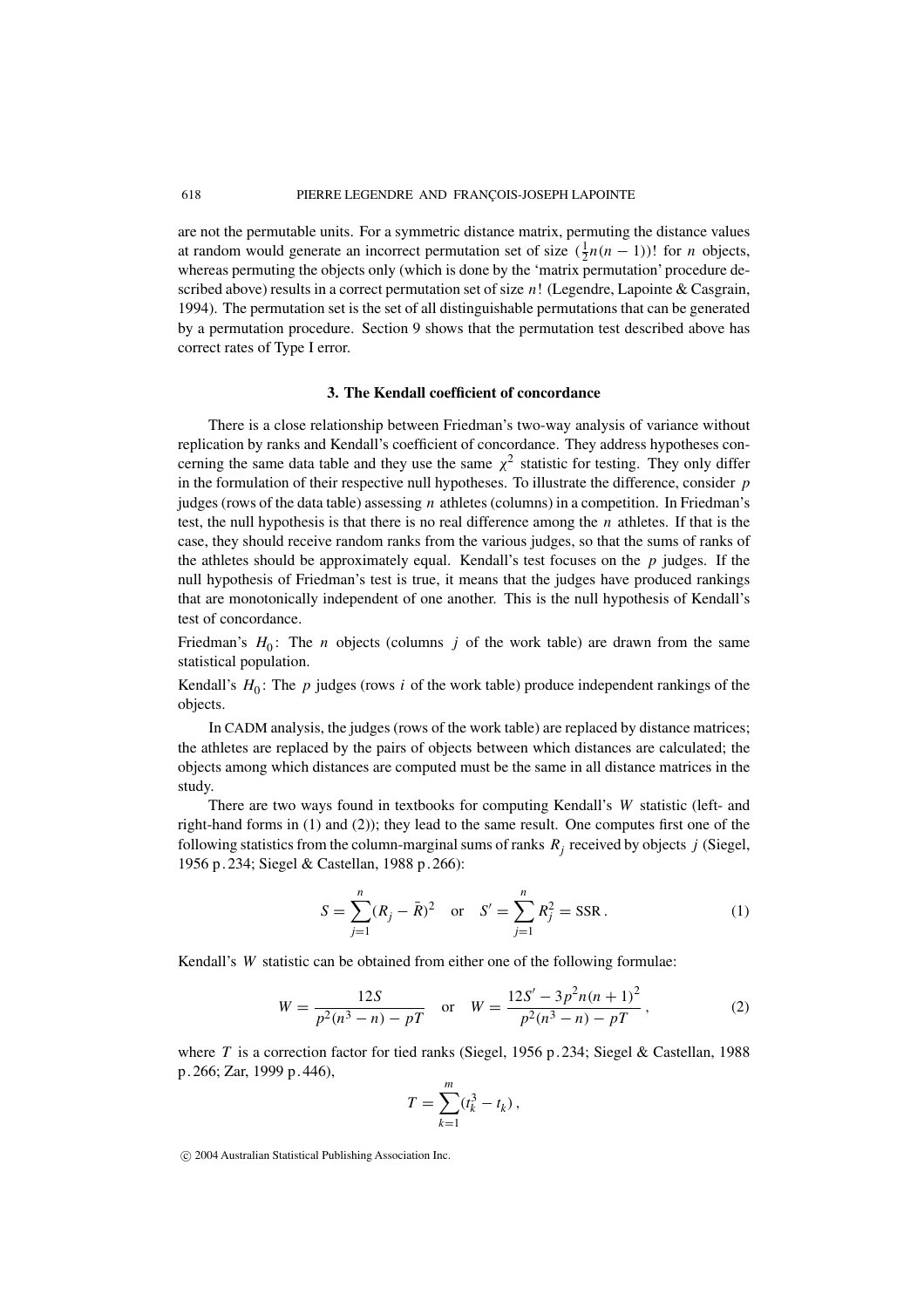are not the permutable units. For a symmetric distance matrix, permuting the distance values at random would generate an incorrect permutation set of size $(\frac{1}{2}n(n-1))!$ for $n$ objects, whereas permuting the objects only (which is done by the 'matrix permutation' procedure described above) results in a correct permutation set of size $n!$ (Legendre, Lapointe & Casgrain, 1994). The permutation set is the set of all distinguishable permutations that can be generated by a permutation procedure. Section 9 shows that the permutation test described above has correct rates of Type I error.

### 3. The Kendall coefficient of concordance

There is a close relationship between Friedman's two-way analysis of variance without replication by ranks and Kendall's coefficient of concordance. They address hypotheses concerning the same data table and they use the same $\chi^2$ statistic for testing. They only differ in the formulation of their respective null hypotheses. To illustrate the difference, consider $p$ judges (rows of the data table) assessing $n$ athletes (columns) in a competition. In Friedman's test, the null hypothesis is that there is no real difference among the $n$ athletes. If that is the case, they should receive random ranks from the various judges, so that the sums of ranks of the athletes should be approximately equal. Kendall's test focuses on the $p$ judges. If the null hypothesis of Friedman's test is true, it means that the judges have produced rankings that are monotonically independent of one another. This is the null hypothesis of Kendall's test of concordance.

Friedman's $H_0$: The $n$ objects (columns $j$ of the work table) are drawn from the same statistical population.

Kendall's $H_0$: The $p$ judges (rows $i$ of the work table) produce independent rankings of the objects.

In CADM analysis, the judges (rows of the work table) are replaced by distance matrices; the athletes are replaced by the pairs of objects between which distances are calculated; the objects among which distances are computed must be the same in all distance matrices in the study.

There are two ways found in textbooks for computing Kendall's $W$ statistic (left- and right-hand forms in (1) and (2)); they lead to the same result. One computes first one of the following statistics from the column-marginal sums of ranks $R_j$ received by objects $j$ (Siegel, 1956 p. 234; Siegel & Castellan, 1988 p. 266):

$$S = \sum_{j=1}^{n} (R_j - \bar{R})^2 \quad \text{or} \quad S' = \sum_{j=1}^{n} R_j^2 = \text{SSR}\,. \tag{1}$$

Kendall's $W$ statistic can be obtained from either one of the following formulae:

$$W = \frac{12S}{p^2(n^3 - n) - pT} \quad \text{or} \quad W = \frac{12S' - 3p^2 n(n+1)^2}{p^2(n^3 - n) - pT}\,, \tag{2}$$

where $T$ is a correction factor for tied ranks (Siegel, 1956 p. 234; Siegel & Castellan, 1988 p. 266; Zar, 1999 p. 446),

$$T = \sum_{k=1}^{m} (t_k^3 - t_k)\,,$$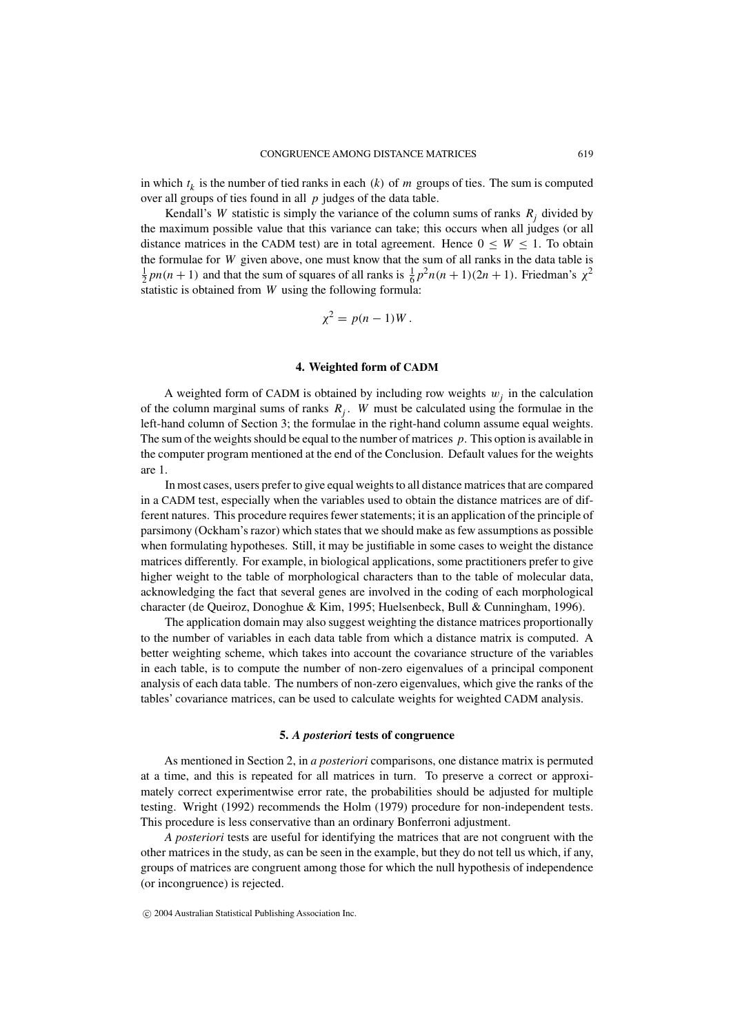in which $t_k$ is the number of tied ranks in each $(k)$ of $m$ groups of ties. The sum is computed over all groups of ties found in all $p$ judges of the data table.

Kendall's $W$ statistic is simply the variance of the column sums of ranks $R_j$ divided by the maximum possible value that this variance can take; this occurs when all judges (or all distance matrices in the CADM test) are in total agreement. Hence $0 \leq W \leq 1$. To obtain the formulae for $W$ given above, one must know that the sum of all ranks in the data table is $\frac{1}{2}pn(n+1)$ and that the sum of squares of all ranks is $\frac{1}{6}p^2n(n+1)(2n+1)$. Friedman's $\chi^2$ statistic is obtained from $W$ using the following formula:

$$\chi^2 = p(n-1)W\,.$$

## 4. Weighted form of CADM

A weighted form of CADM is obtained by including row weights $w_j$ in the calculation of the column marginal sums of ranks $R_j$. $W$ must be calculated using the formulae in the left-hand column of Section 3; the formulae in the right-hand column assume equal weights. The sum of the weights should be equal to the number of matrices $p$. This option is available in the computer program mentioned at the end of the Conclusion. Default values for the weights are 1.

In most cases, users prefer to give equal weights to all distance matrices that are compared in a CADM test, especially when the variables used to obtain the distance matrices are of different natures. This procedure requires fewer statements; it is an application of the principle of parsimony (Ockham's razor) which states that we should make as few assumptions as possible when formulating hypotheses. Still, it may be justifiable in some cases to weight the distance matrices differently. For example, in biological applications, some practitioners prefer to give higher weight to the table of morphological characters than to the table of molecular data, acknowledging the fact that several genes are involved in the coding of each morphological character (de Queiroz, Donoghue & Kim, 1995; Huelsenbeck, Bull & Cunningham, 1996).

The application domain may also suggest weighting the distance matrices proportionally to the number of variables in each data table from which a distance matrix is computed. A better weighting scheme, which takes into account the covariance structure of the variables in each table, is to compute the number of non-zero eigenvalues of a principal component analysis of each data table. The numbers of non-zero eigenvalues, which give the ranks of the tables' covariance matrices, can be used to calculate weights for weighted CADM analysis.

## 5. *A posteriori* tests of congruence

As mentioned in Section 2, in *a posteriori* comparisons, one distance matrix is permuted at a time, and this is repeated for all matrices in turn. To preserve a correct or approximately correct experimentwise error rate, the probabilities should be adjusted for multiple testing. Wright (1992) recommends the Holm (1979) procedure for non-independent tests. This procedure is less conservative than an ordinary Bonferroni adjustment.

*A posteriori* tests are useful for identifying the matrices that are not congruent with the other matrices in the study, as can be seen in the example, but they do not tell us which, if any, groups of matrices are congruent among those for which the null hypothesis of independence (or incongruence) is rejected.

© 2004 Australian Statistical Publishing Association Inc.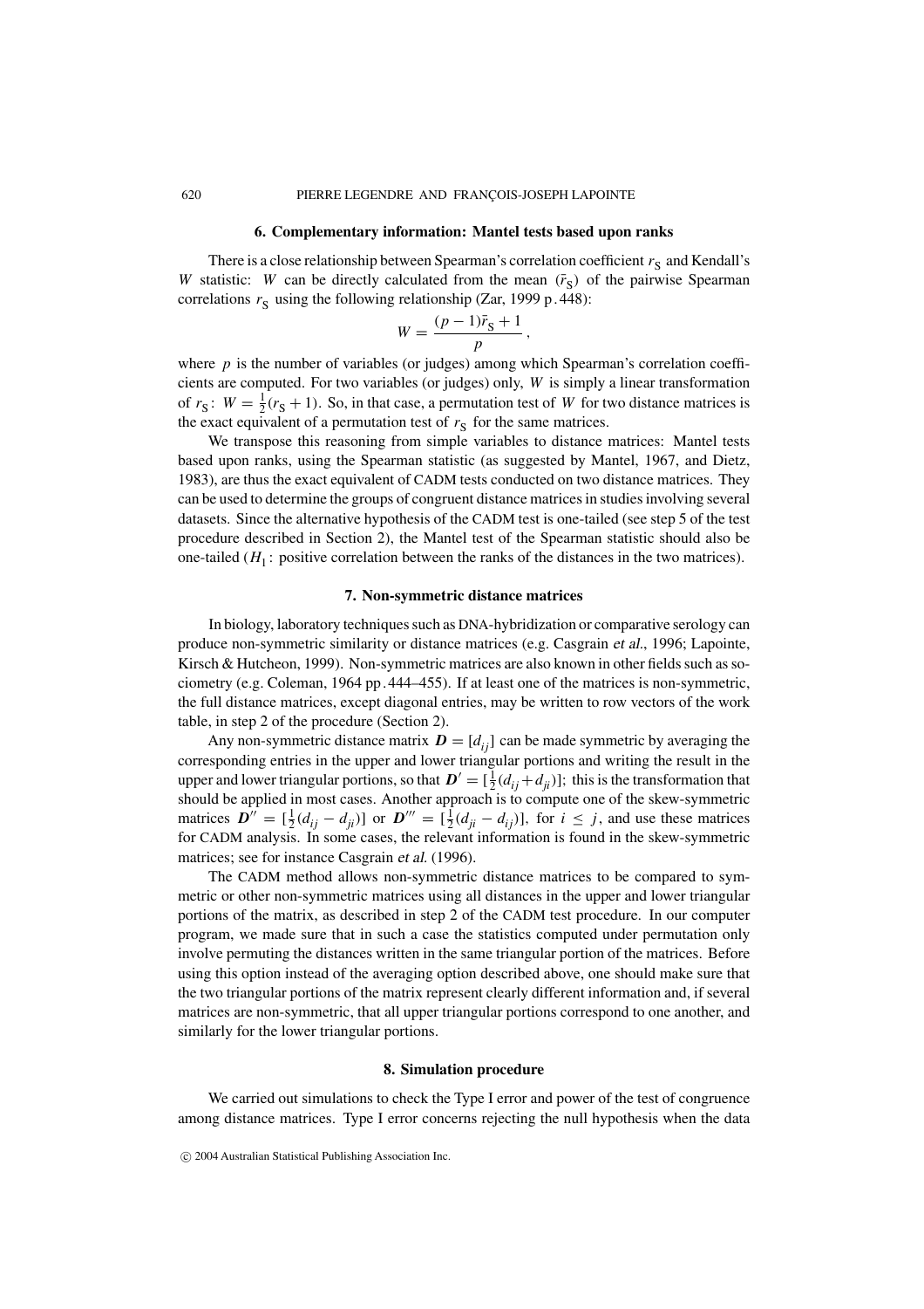### 6. Complementary information: Mantel tests based upon ranks

There is a close relationship between Spearman's correlation coefficient $r_S$ and Kendall's $W$ statistic: $W$ can be directly calculated from the mean ($\bar{r}_S$) of the pairwise Spearman correlations $r_S$ using the following relationship (Zar, 1999 p. 448):

$$W = \frac{(p-1)\bar{r}_S + 1}{p},$$

where $p$ is the number of variables (or judges) among which Spearman's correlation coefficients are computed. For two variables (or judges) only, $W$ is simply a linear transformation of $r_S$: $W = \frac{1}{2}(r_S + 1)$. So, in that case, a permutation test of $W$ for two distance matrices is the exact equivalent of a permutation test of $r_S$ for the same matrices.

We transpose this reasoning from simple variables to distance matrices: Mantel tests based upon ranks, using the Spearman statistic (as suggested by Mantel, 1967, and Dietz, 1983), are thus the exact equivalent of CADM tests conducted on two distance matrices. They can be used to determine the groups of congruent distance matrices in studies involving several datasets. Since the alternative hypothesis of the CADM test is one-tailed (see step 5 of the test procedure described in Section 2), the Mantel test of the Spearman statistic should also be one-tailed ($H_1$: positive correlation between the ranks of the distances in the two matrices).

### 7. Non-symmetric distance matrices

In biology, laboratory techniques such as DNA-hybridization or comparative serology can produce non-symmetric similarity or distance matrices (e.g. Casgrain *et al.*, 1996; Lapointe, Kirsch & Hutcheon, 1999). Non-symmetric matrices are also known in other fields such as sociometry (e.g. Coleman, 1964 pp. 444–455). If at least one of the matrices is non-symmetric, the full distance matrices, except diagonal entries, may be written to row vectors of the work table, in step 2 of the procedure (Section 2).

Any non-symmetric distance matrix $\boldsymbol{D} = [d_{ij}]$ can be made symmetric by averaging the corresponding entries in the upper and lower triangular portions and writing the result in the upper and lower triangular portions, so that $\boldsymbol{D}' = [\frac{1}{2}(d_{ij} + d_{ji})]$; this is the transformation that should be applied in most cases. Another approach is to compute one of the skew-symmetric matrices $\boldsymbol{D}'' = [\frac{1}{2}(d_{ij} - d_{ji})]$ or $\boldsymbol{D}''' = [\frac{1}{2}(d_{ji} - d_{ij})]$, for $i \leq j$, and use these matrices for CADM analysis. In some cases, the relevant information is found in the skew-symmetric matrices; see for instance Casgrain *et al.* (1996).

The CADM method allows non-symmetric distance matrices to be compared to symmetric or other non-symmetric matrices using all distances in the upper and lower triangular portions of the matrix, as described in step 2 of the CADM test procedure. In our computer program, we made sure that in such a case the statistics computed under permutation only involve permuting the distances written in the same triangular portion of the matrices. Before using this option instead of the averaging option described above, one should make sure that the two triangular portions of the matrix represent clearly different information and, if several matrices are non-symmetric, that all upper triangular portions correspond to one another, and similarly for the lower triangular portions.

### 8. Simulation procedure

We carried out simulations to check the Type I error and power of the test of congruence among distance matrices. Type I error concerns rejecting the null hypothesis when the data

© 2004 Australian Statistical Publishing Association Inc.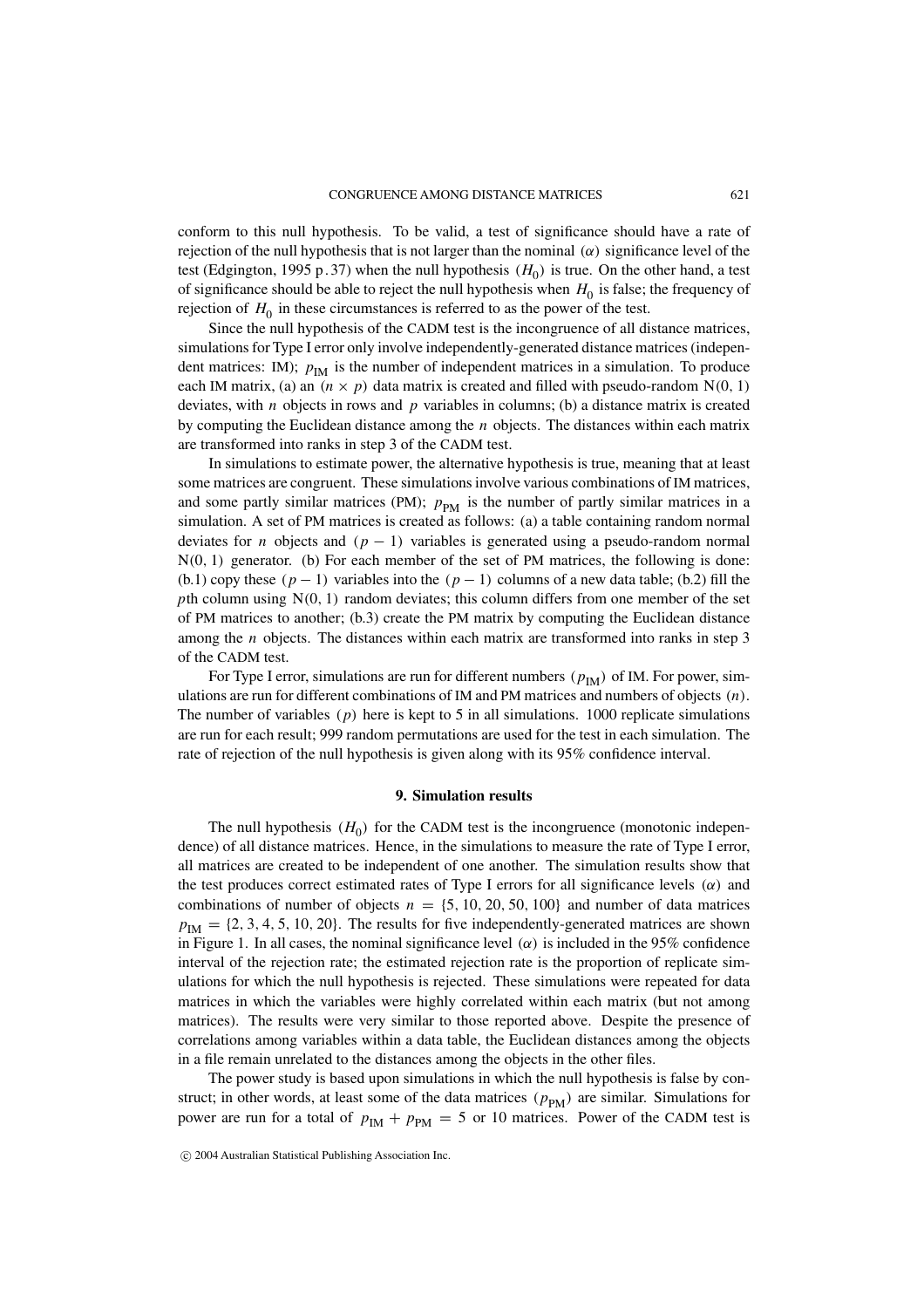conform to this null hypothesis. To be valid, a test of significance should have a rate of rejection of the null hypothesis that is not larger than the nominal ($\alpha$) significance level of the test (Edgington, 1995 p. 37) when the null hypothesis ($H_0$) is true. On the other hand, a test of significance should be able to reject the null hypothesis when $H_0$ is false; the frequency of rejection of $H_0$ in these circumstances is referred to as the power of the test.

Since the null hypothesis of the CADM test is the incongruence of all distance matrices, simulations for Type I error only involve independently-generated distance matrices (independent matrices: IM); $p_{\text{IM}}$ is the number of independent matrices in a simulation. To produce each IM matrix, (a) an $(n \times p)$ data matrix is created and filled with pseudo-random $\text{N}(0, 1)$ deviates, with $n$ objects in rows and $p$ variables in columns; (b) a distance matrix is created by computing the Euclidean distance among the $n$ objects. The distances within each matrix are transformed into ranks in step 3 of the CADM test.

In simulations to estimate power, the alternative hypothesis is true, meaning that at least some matrices are congruent. These simulations involve various combinations of IM matrices, and some partly similar matrices (PM); $p_{\text{PM}}$ is the number of partly similar matrices in a simulation. A set of PM matrices is created as follows: (a) a table containing random normal deviates for $n$ objects and $(p - 1)$ variables is generated using a pseudo-random normal $\text{N}(0, 1)$ generator. (b) For each member of the set of PM matrices, the following is done: (b.1) copy these $(p - 1)$ variables into the $(p - 1)$ columns of a new data table; (b.2) fill the $p$th column using $\text{N}(0, 1)$ random deviates; this column differs from one member of the set of PM matrices to another; (b.3) create the PM matrix by computing the Euclidean distance among the $n$ objects. The distances within each matrix are transformed into ranks in step 3 of the CADM test.

For Type I error, simulations are run for different numbers ($p_{\text{IM}}$) of IM. For power, simulations are run for different combinations of IM and PM matrices and numbers of objects ($n$). The number of variables ($p$) here is kept to 5 in all simulations. 1000 replicate simulations are run for each result; 999 random permutations are used for the test in each simulation. The rate of rejection of the null hypothesis is given along with its 95% confidence interval.

## 9. Simulation results

The null hypothesis ($H_0$) for the CADM test is the incongruence (monotonic independence) of all distance matrices. Hence, in the simulations to measure the rate of Type I error, all matrices are created to be independent of one another. The simulation results show that the test produces correct estimated rates of Type I errors for all significance levels ($\alpha$) and combinations of number of objects $n = \{5, 10, 20, 50, 100\}$ and number of data matrices $p_{\text{IM}} = \{2, 3, 4, 5, 10, 20\}$. The results for five independently-generated matrices are shown in Figure 1. In all cases, the nominal significance level ($\alpha$) is included in the 95% confidence interval of the rejection rate; the estimated rejection rate is the proportion of replicate simulations for which the null hypothesis is rejected. These simulations were repeated for data matrices in which the variables were highly correlated within each matrix (but not among matrices). The results were very similar to those reported above. Despite the presence of correlations among variables within a data table, the Euclidean distances among the objects in a file remain unrelated to the distances among the objects in the other files.

The power study is based upon simulations in which the null hypothesis is false by construct; in other words, at least some of the data matrices ($p_{\text{PM}}$) are similar. Simulations for power are run for a total of $p_{\text{IM}} + p_{\text{PM}} = 5$ or 10 matrices. Power of the CADM test is

© 2004 Australian Statistical Publishing Association Inc.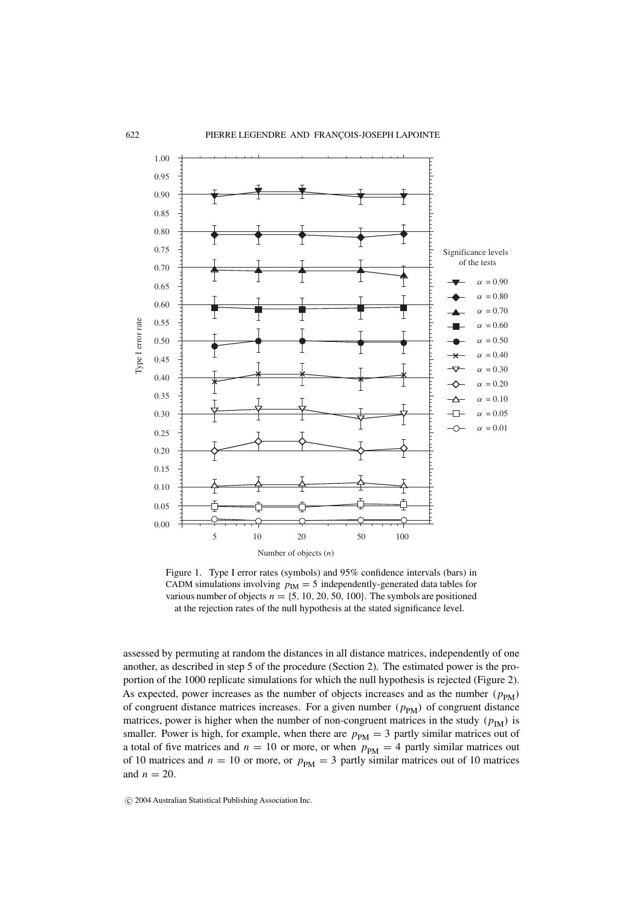Figure 1. Type I error rates (symbols) and 95% confidence intervals (bars) in CADM simulations involving $p_{\mathrm{IM}} = 5$ independently-generated data tables for various number of objects $n = \{5, 10, 20, 50, 100\}$. The symbols are positioned at the rejection rates of the null hypothesis at the stated significance level.

assessed by permuting at random the distances in all distance matrices, independently of one another, as described in step 5 of the procedure (Section 2). The estimated power is the proportion of the 1000 replicate simulations for which the null hypothesis is rejected (Figure 2). As expected, power increases as the number of objects increases and as the number ($p_{\mathrm{PM}}$) of congruent distance matrices increases. For a given number ($p_{\mathrm{PM}}$) of congruent distance matrices, power is higher when the number of non-congruent matrices in the study ($p_{\mathrm{IM}}$) is smaller. Power is high, for example, when there are $p_{\mathrm{PM}} = 3$ partly similar matrices out of a total of five matrices and $n = 10$ or more, or when $p_{\mathrm{PM}} = 4$ partly similar matrices out of 10 matrices and $n = 10$ or more, or $p_{\mathrm{PM}} = 3$ partly similar matrices out of 10 matrices and $n = 20$.

© 2004 Australian Statistical Publishing Association Inc.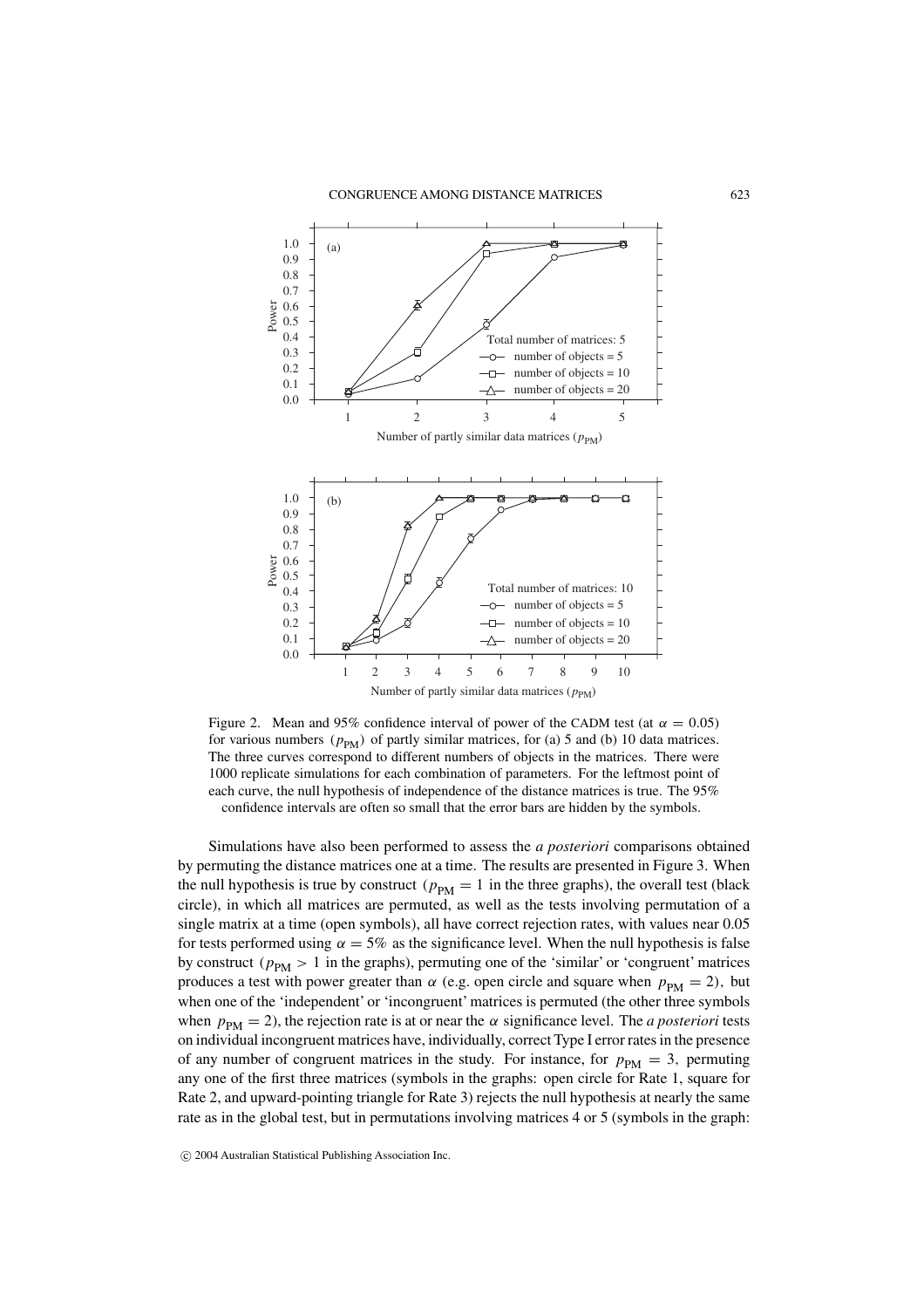Figure 2. Mean and 95% confidence interval of power of the CADM test (at $\alpha = 0.05$) for various numbers ($p_{\mathrm{PM}}$) of partly similar matrices, for (a) 5 and (b) 10 data matrices. The three curves correspond to different numbers of objects in the matrices. There were 1000 replicate simulations for each combination of parameters. For the leftmost point of each curve, the null hypothesis of independence of the distance matrices is true. The 95% confidence intervals are often so small that the error bars are hidden by the symbols.

Simulations have also been performed to assess the *a posteriori* comparisons obtained by permuting the distance matrices one at a time. The results are presented in Figure 3. When the null hypothesis is true by construct ($p_{\mathrm{PM}} = 1$ in the three graphs), the overall test (black circle), in which all matrices are permuted, as well as the tests involving permutation of a single matrix at a time (open symbols), all have correct rejection rates, with values near 0.05 for tests performed using $\alpha = 5\%$ as the significance level. When the null hypothesis is false by construct ($p_{\mathrm{PM}} > 1$ in the graphs), permuting one of the 'similar' or 'congruent' matrices produces a test with power greater than $\alpha$ (e.g. open circle and square when $p_{\mathrm{PM}} = 2$), but when one of the 'independent' or 'incongruent' matrices is permuted (the other three symbols when $p_{\mathrm{PM}} = 2$), the rejection rate is at or near the $\alpha$ significance level. The *a posteriori* tests on individual incongruent matrices have, individually, correct Type I error rates in the presence of any number of congruent matrices in the study. For instance, for $p_{\mathrm{PM}} = 3$, permuting any one of the first three matrices (symbols in the graphs: open circle for Rate 1, square for Rate 2, and upward-pointing triangle for Rate 3) rejects the null hypothesis at nearly the same rate as in the global test, but in permutations involving matrices 4 or 5 (symbols in the graph: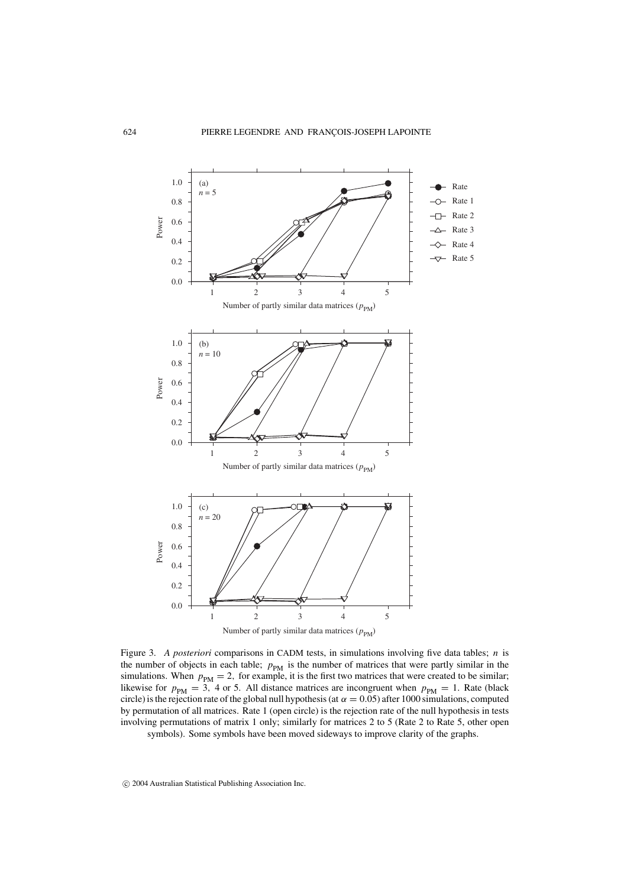Figure 3. *A posteriori* comparisons in CADM tests, in simulations involving five data tables; $n$ is the number of objects in each table; $p_{\text{PM}}$ is the number of matrices that were partly similar in the simulations. When $p_{\text{PM}} = 2$, for example, it is the first two matrices that were created to be similar; likewise for $p_{\text{PM}} = 3$, 4 or 5. All distance matrices are incongruent when $p_{\text{PM}} = 1$. Rate (black circle) is the rejection rate of the global null hypothesis (at $\alpha = 0.05$) after 1000 simulations, computed by permutation of all matrices. Rate 1 (open circle) is the rejection rate of the null hypothesis in tests involving permutations of matrix 1 only; similarly for matrices 2 to 5 (Rate 2 to Rate 5, other open symbols). Some symbols have been moved sideways to improve clarity of the graphs.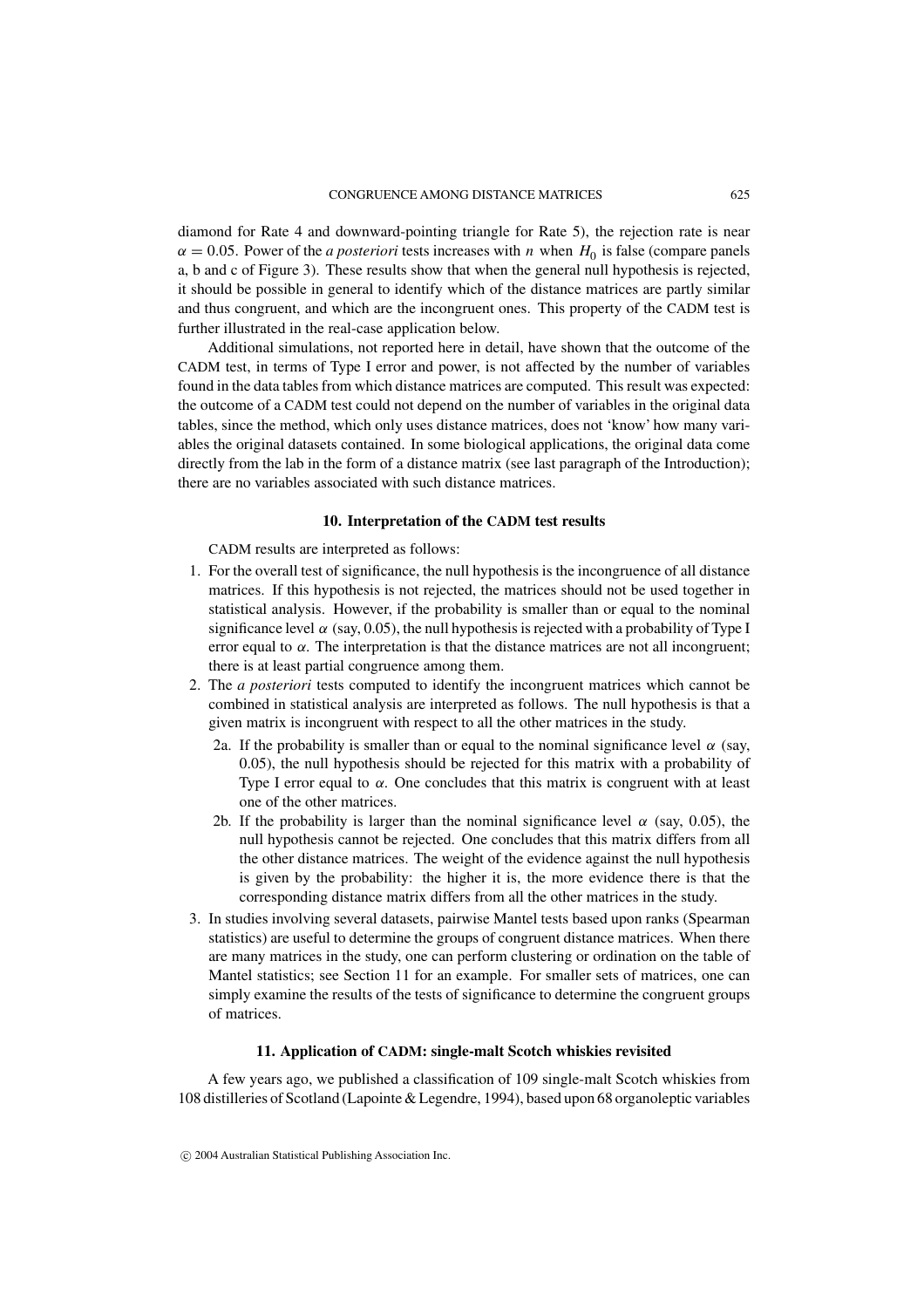diamond for Rate 4 and downward-pointing triangle for Rate 5), the rejection rate is near $\alpha = 0.05$. Power of the *a posteriori* tests increases with $n$ when $H_0$ is false (compare panels a, b and c of Figure 3). These results show that when the general null hypothesis is rejected, it should be possible in general to identify which of the distance matrices are partly similar and thus congruent, and which are the incongruent ones. This property of the CADM test is further illustrated in the real-case application below.

Additional simulations, not reported here in detail, have shown that the outcome of the CADM test, in terms of Type I error and power, is not affected by the number of variables found in the data tables from which distance matrices are computed. This result was expected: the outcome of a CADM test could not depend on the number of variables in the original data tables, since the method, which only uses distance matrices, does not 'know' how many variables the original datasets contained. In some biological applications, the original data come directly from the lab in the form of a distance matrix (see last paragraph of the Introduction); there are no variables associated with such distance matrices.

## 10. Interpretation of the CADM test results

CADM results are interpreted as follows:

1. For the overall test of significance, the null hypothesis is the incongruence of all distance matrices. If this hypothesis is not rejected, the matrices should not be used together in statistical analysis. However, if the probability is smaller than or equal to the nominal significance level $\alpha$ (say, 0.05), the null hypothesis is rejected with a probability of Type I error equal to $\alpha$. The interpretation is that the distance matrices are not all incongruent; there is at least partial congruence among them.
2. The *a posteriori* tests computed to identify the incongruent matrices which cannot be combined in statistical analysis are interpreted as follows. The null hypothesis is that a given matrix is incongruent with respect to all the other matrices in the study.
   - 2a. If the probability is smaller than or equal to the nominal significance level $\alpha$ (say, 0.05), the null hypothesis should be rejected for this matrix with a probability of Type I error equal to $\alpha$. One concludes that this matrix is congruent with at least one of the other matrices.
   - 2b. If the probability is larger than the nominal significance level $\alpha$ (say, 0.05), the null hypothesis cannot be rejected. One concludes that this matrix differs from all the other distance matrices. The weight of the evidence against the null hypothesis is given by the probability: the higher it is, the more evidence there is that the corresponding distance matrix differs from all the other matrices in the study.
3. In studies involving several datasets, pairwise Mantel tests based upon ranks (Spearman statistics) are useful to determine the groups of congruent distance matrices. When there are many matrices in the study, one can perform clustering or ordination on the table of Mantel statistics; see Section 11 for an example. For smaller sets of matrices, one can simply examine the results of the tests of significance to determine the congruent groups of matrices.

## 11. Application of CADM: single-malt Scotch whiskies revisited

A few years ago, we published a classification of 109 single-malt Scotch whiskies from 108 distilleries of Scotland (Lapointe & Legendre, 1994), based upon 68 organoleptic variables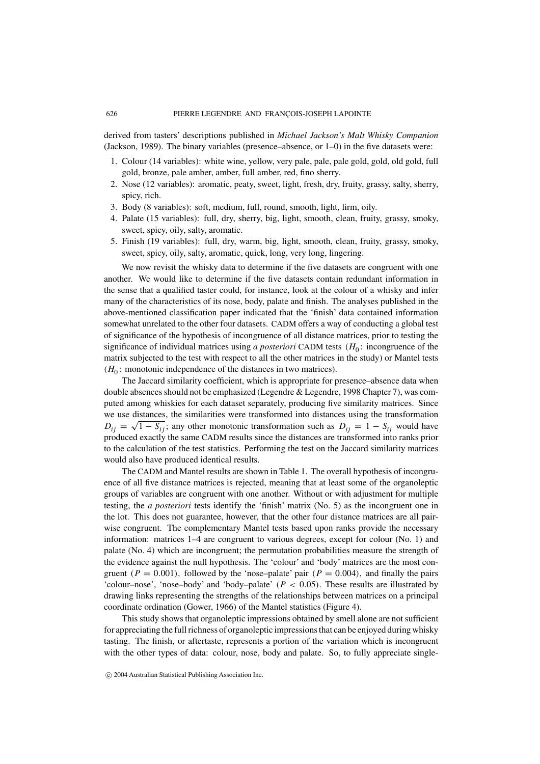derived from tasters' descriptions published in *Michael Jackson's Malt Whisky Companion* (Jackson, 1989). The binary variables (presence–absence, or 1–0) in the five datasets were:

1. Colour (14 variables): white wine, yellow, very pale, pale, pale gold, gold, old gold, full gold, bronze, pale amber, amber, full amber, red, fino sherry.
2. Nose (12 variables): aromatic, peaty, sweet, light, fresh, dry, fruity, grassy, salty, sherry, spicy, rich.
3. Body (8 variables): soft, medium, full, round, smooth, light, firm, oily.
4. Palate (15 variables): full, dry, sherry, big, light, smooth, clean, fruity, grassy, smoky, sweet, spicy, oily, salty, aromatic.
5. Finish (19 variables): full, dry, warm, big, light, smooth, clean, fruity, grassy, smoky, sweet, spicy, oily, salty, aromatic, quick, long, very long, lingering.

We now revisit the whisky data to determine if the five datasets are congruent with one another. We would like to determine if the five datasets contain redundant information in the sense that a qualified taster could, for instance, look at the colour of a whisky and infer many of the characteristics of its nose, body, palate and finish. The analyses published in the above-mentioned classification paper indicated that the 'finish' data contained information somewhat unrelated to the other four datasets. CADM offers a way of conducting a global test of significance of the hypothesis of incongruence of all distance matrices, prior to testing the significance of individual matrices using *a posteriori* CADM tests ($H_0$: incongruence of the matrix subjected to the test with respect to all the other matrices in the study) or Mantel tests ($H_0$: monotonic independence of the distances in two matrices).

The Jaccard similarity coefficient, which is appropriate for presence–absence data when double absences should not be emphasized (Legendre & Legendre, 1998 Chapter 7), was computed among whiskies for each dataset separately, producing five similarity matrices. Since we use distances, the similarities were transformed into distances using the transformation $D_{ij} = \sqrt{1 - S_{ij}}$; any other monotonic transformation such as $D_{ij} = 1 - S_{ij}$ would have produced exactly the same CADM results since the distances are transformed into ranks prior to the calculation of the test statistics. Performing the test on the Jaccard similarity matrices would also have produced identical results.

The CADM and Mantel results are shown in Table 1. The overall hypothesis of incongruence of all five distance matrices is rejected, meaning that at least some of the organoleptic groups of variables are congruent with one another. Without or with adjustment for multiple testing, the *a posteriori* tests identify the 'finish' matrix (No. 5) as the incongruent one in the lot. This does not guarantee, however, that the other four distance matrices are all pairwise congruent. The complementary Mantel tests based upon ranks provide the necessary information: matrices 1–4 are congruent to various degrees, except for colour (No. 1) and palate (No. 4) which are incongruent; the permutation probabilities measure the strength of the evidence against the null hypothesis. The 'colour' and 'body' matrices are the most congruent ($P = 0.001$), followed by the 'nose–palate' pair ($P = 0.004$), and finally the pairs 'colour–nose', 'nose–body' and 'body–palate' ($P < 0.05$). These results are illustrated by drawing links representing the strengths of the relationships between matrices on a principal coordinate ordination (Gower, 1966) of the Mantel statistics (Figure 4).

This study shows that organoleptic impressions obtained by smell alone are not sufficient for appreciating the full richness of organoleptic impressions that can be enjoyed during whisky tasting. The finish, or aftertaste, represents a portion of the variation which is incongruent with the other types of data: colour, nose, body and palate. So, to fully appreciate single-

© 2004 Australian Statistical Publishing Association Inc.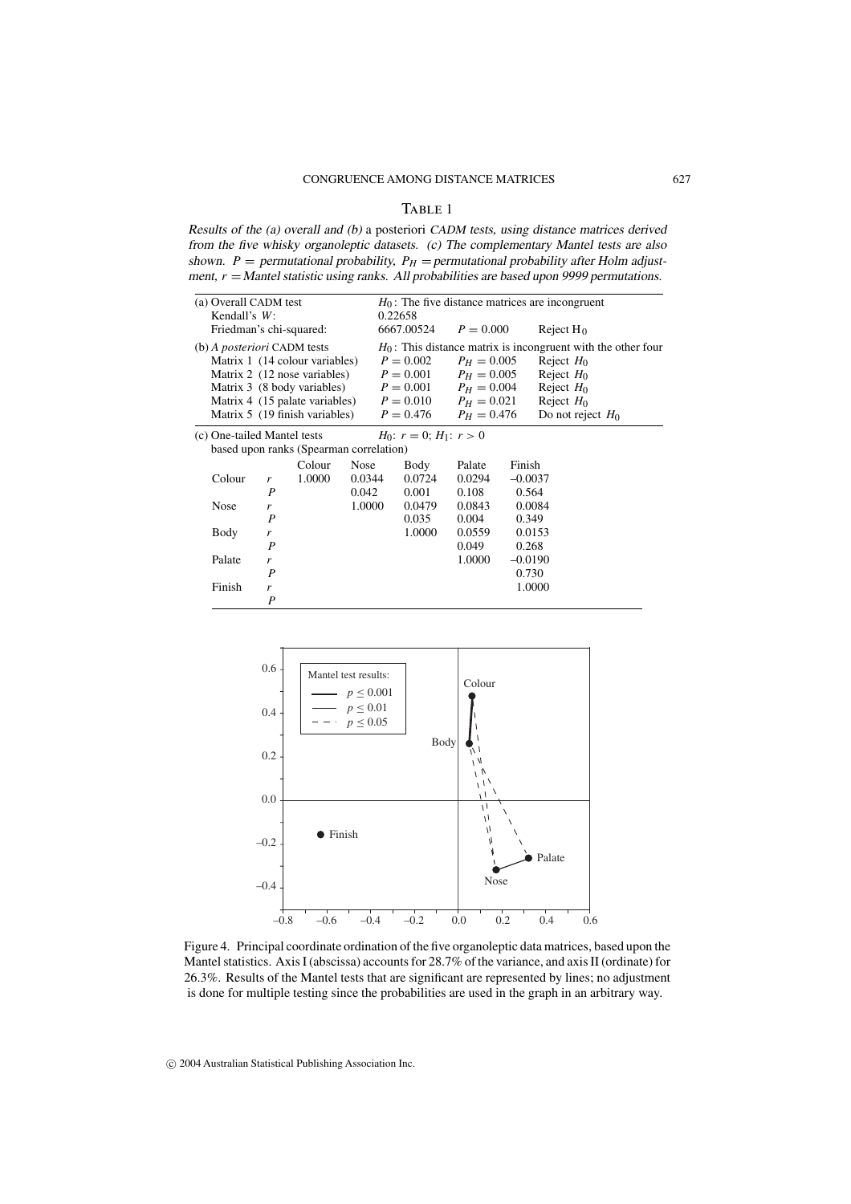## Table 1

*Results of the (a) overall and (b)* a posteriori *CADM tests, using distance matrices derived from the five whisky organoleptic datasets. (c) The complementary Mantel tests are also shown. $P$ = permutational probability, $P_H$ = permutational probability after Holm adjustment, $r$ = Mantel statistic using ranks. All probabilities are based upon 9999 permutations.*

| (a) Overall CADM test | $H_0$: The five distance matrices are incongruent | | |
|---|---|---|---|
| Kendall's $W$: | 0.22658 | | |
| Friedman's chi-squared: | 6667.00524 | $P = 0.000$ | Reject $H_0$ |
| **(b) *A posteriori* CADM tests** | $H_0$: This distance matrix is incongruent with the other four | | |
| Matrix 1 (14 colour variables) | $P = 0.002$ | $P_H = 0.005$ | Reject $H_0$ |
| Matrix 2 (12 nose variables) | $P = 0.001$ | $P_H = 0.005$ | Reject $H_0$ |
| Matrix 3 (8 body variables) | $P = 0.001$ | $P_H = 0.004$ | Reject $H_0$ |
| Matrix 4 (15 palate variables) | $P = 0.010$ | $P_H = 0.021$ | Reject $H_0$ |
| Matrix 5 (19 finish variables) | $P = 0.476$ | $P_H = 0.476$ | Do not reject $H_0$ |

(c) One-tailed Mantel tests based upon ranks (Spearman correlation) — $H_0$: $r = 0$; $H_1$: $r > 0$

| | | Colour | Nose | Body | Palate | Finish |
|---|---|---|---|---|---|---|
| Colour | $r$ | 1.0000 | 0.0344 | 0.0724 | 0.0294 | –0.0037 |
| | $P$ | | 0.042 | 0.001 | 0.108 | 0.564 |
| Nose | $r$ | | 1.0000 | 0.0479 | 0.0843 | 0.0084 |
| | $P$ | | | 0.035 | 0.004 | 0.349 |
| Body | $r$ | | | 1.0000 | 0.0559 | 0.0153 |
| | $P$ | | | | 0.049 | 0.268 |
| Palate | $r$ | | | | 1.0000 | –0.0190 |
| | $P$ | | | | | 0.730 |
| Finish | $r$ | | | | | 1.0000 |
| | $P$ | | | | | |

Figure 4. Principal coordinate ordination of the five organoleptic data matrices, based upon the Mantel statistics. Axis I (abscissa) accounts for 28.7% of the variance, and axis II (ordinate) for 26.3%. Results of the Mantel tests that are significant are represented by lines; no adjustment is done for multiple testing since the probabilities are used in the graph in an arbitrary way.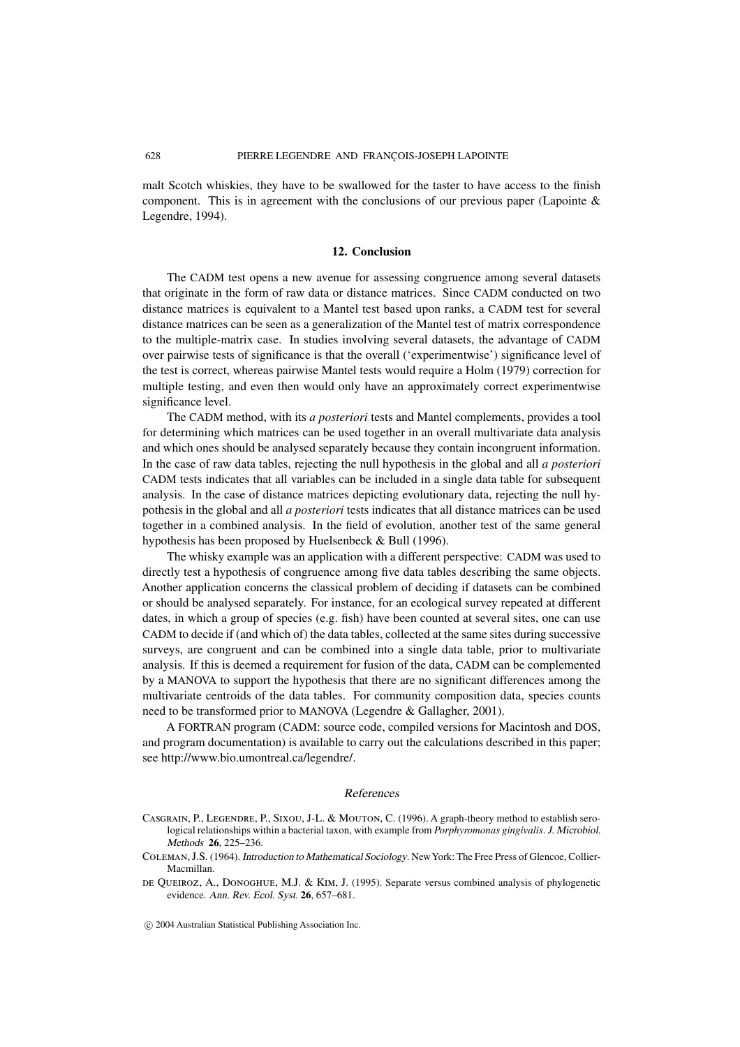malt Scotch whiskies, they have to be swallowed for the taster to have access to the finish component. This is in agreement with the conclusions of our previous paper (Lapointe & Legendre, 1994).

## 12. Conclusion

The CADM test opens a new avenue for assessing congruence among several datasets that originate in the form of raw data or distance matrices. Since CADM conducted on two distance matrices is equivalent to a Mantel test based upon ranks, a CADM test for several distance matrices can be seen as a generalization of the Mantel test of matrix correspondence to the multiple-matrix case. In studies involving several datasets, the advantage of CADM over pairwise tests of significance is that the overall ('experimentwise') significance level of the test is correct, whereas pairwise Mantel tests would require a Holm (1979) correction for multiple testing, and even then would only have an approximately correct experimentwise significance level.

The CADM method, with its *a posteriori* tests and Mantel complements, provides a tool for determining which matrices can be used together in an overall multivariate data analysis and which ones should be analysed separately because they contain incongruent information. In the case of raw data tables, rejecting the null hypothesis in the global and all *a posteriori* CADM tests indicates that all variables can be included in a single data table for subsequent analysis. In the case of distance matrices depicting evolutionary data, rejecting the null hypothesis in the global and all *a posteriori* tests indicates that all distance matrices can be used together in a combined analysis. In the field of evolution, another test of the same general hypothesis has been proposed by Huelsenbeck & Bull (1996).

The whisky example was an application with a different perspective: CADM was used to directly test a hypothesis of congruence among five data tables describing the same objects. Another application concerns the classical problem of deciding if datasets can be combined or should be analysed separately. For instance, for an ecological survey repeated at different dates, in which a group of species (e.g. fish) have been counted at several sites, one can use CADM to decide if (and which of) the data tables, collected at the same sites during successive surveys, are congruent and can be combined into a single data table, prior to multivariate analysis. If this is deemed a requirement for fusion of the data, CADM can be complemented by a MANOVA to support the hypothesis that there are no significant differences among the multivariate centroids of the data tables. For community composition data, species counts need to be transformed prior to MANOVA (Legendre & Gallagher, 2001).

A FORTRAN program (CADM: source code, compiled versions for Macintosh and DOS, and program documentation) is available to carry out the calculations described in this paper; see http://www.bio.umontreal.ca/legendre/.

## References

CASGRAIN, P., LEGENDRE, P., SIXOU, J-L. & MOUTON, C. (1996). A graph-theory method to establish serological relationships within a bacterial taxon, with example from *Porphyromonas gingivalis*. *J. Microbiol. Methods* **26**, 225–236.

COLEMAN, J.S. (1964). *Introduction to Mathematical Sociology*. New York: The Free Press of Glencoe, Collier-Macmillan.

DE QUEIROZ, A., DONOGHUE, M.J. & KIM, J. (1995). Separate versus combined analysis of phylogenetic evidence. *Ann. Rev. Ecol. Syst.* **26**, 657–681.

© 2004 Australian Statistical Publishing Association Inc.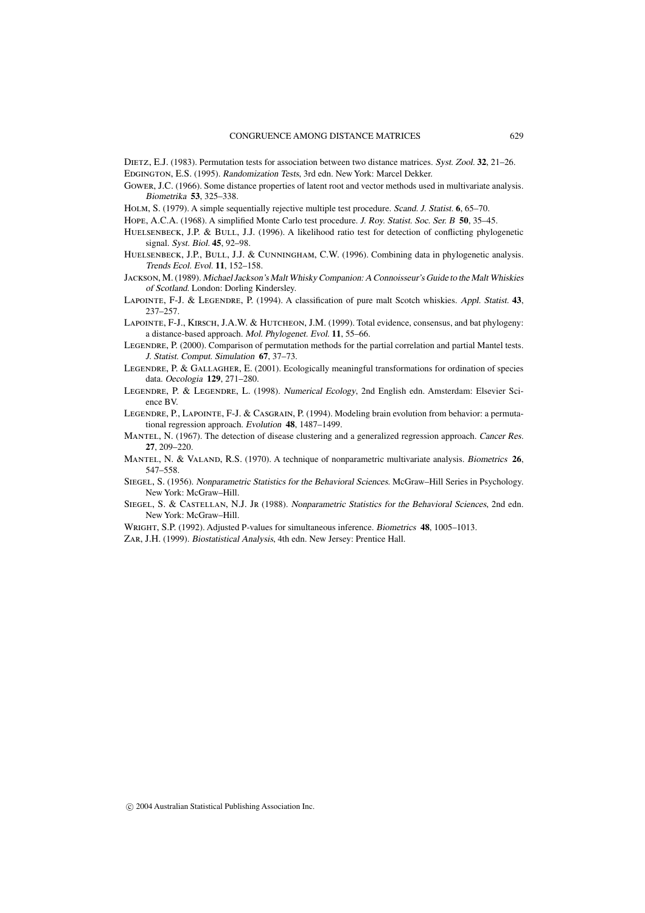Dietz, E.J. (1983). Permutation tests for association between two distance matrices. *Syst. Zool.* **32**, 21–26.

Edgington, E.S. (1995). *Randomization Tests*, 3rd edn. New York: Marcel Dekker.

Gower, J.C. (1966). Some distance properties of latent root and vector methods used in multivariate analysis. *Biometrika* **53**, 325–338.

Holm, S. (1979). A simple sequentially rejective multiple test procedure. *Scand. J. Statist.* **6**, 65–70.

Hope, A.C.A. (1968). A simplified Monte Carlo test procedure. *J. Roy. Statist. Soc. Ser. B* **50**, 35–45.

Huelsenbeck, J.P. & Bull, J.J. (1996). A likelihood ratio test for detection of conflicting phylogenetic signal. *Syst. Biol.* **45**, 92–98.

Huelsenbeck, J.P., Bull, J.J. & Cunningham, C.W. (1996). Combining data in phylogenetic analysis. *Trends Ecol. Evol.* **11**, 152–158.

Jackson, M. (1989). *Michael Jackson's Malt Whisky Companion: A Connoisseur's Guide to the Malt Whiskies of Scotland.* London: Dorling Kindersley.

Lapointe, F-J. & Legendre, P. (1994). A classification of pure malt Scotch whiskies. *Appl. Statist.* **43**, 237–257.

Lapointe, F-J., Kirsch, J.A.W. & Hutcheon, J.M. (1999). Total evidence, consensus, and bat phylogeny: a distance-based approach. *Mol. Phylogenet. Evol.* **11**, 55–66.

Legendre, P. (2000). Comparison of permutation methods for the partial correlation and partial Mantel tests. *J. Statist. Comput. Simulation* **67**, 37–73.

Legendre, P. & Gallagher, E. (2001). Ecologically meaningful transformations for ordination of species data. *Oecologia* **129**, 271–280.

Legendre, P. & Legendre, L. (1998). *Numerical Ecology*, 2nd English edn. Amsterdam: Elsevier Science BV.

Legendre, P., Lapointe, F-J. & Casgrain, P. (1994). Modeling brain evolution from behavior: a permutational regression approach. *Evolution* **48**, 1487–1499.

Mantel, N. (1967). The detection of disease clustering and a generalized regression approach. *Cancer Res.* **27**, 209–220.

Mantel, N. & Valand, R.S. (1970). A technique of nonparametric multivariate analysis. *Biometrics* **26**, 547–558.

Siegel, S. (1956). *Nonparametric Statistics for the Behavioral Sciences.* McGraw–Hill Series in Psychology. New York: McGraw–Hill.

Siegel, S. & Castellan, N.J. Jr (1988). *Nonparametric Statistics for the Behavioral Sciences*, 2nd edn. New York: McGraw–Hill.

Wright, S.P. (1992). Adjusted P-values for simultaneous inference. *Biometrics* **48**, 1005–1013.

Zar, J.H. (1999). *Biostatistical Analysis*, 4th edn. New Jersey: Prentice Hall.